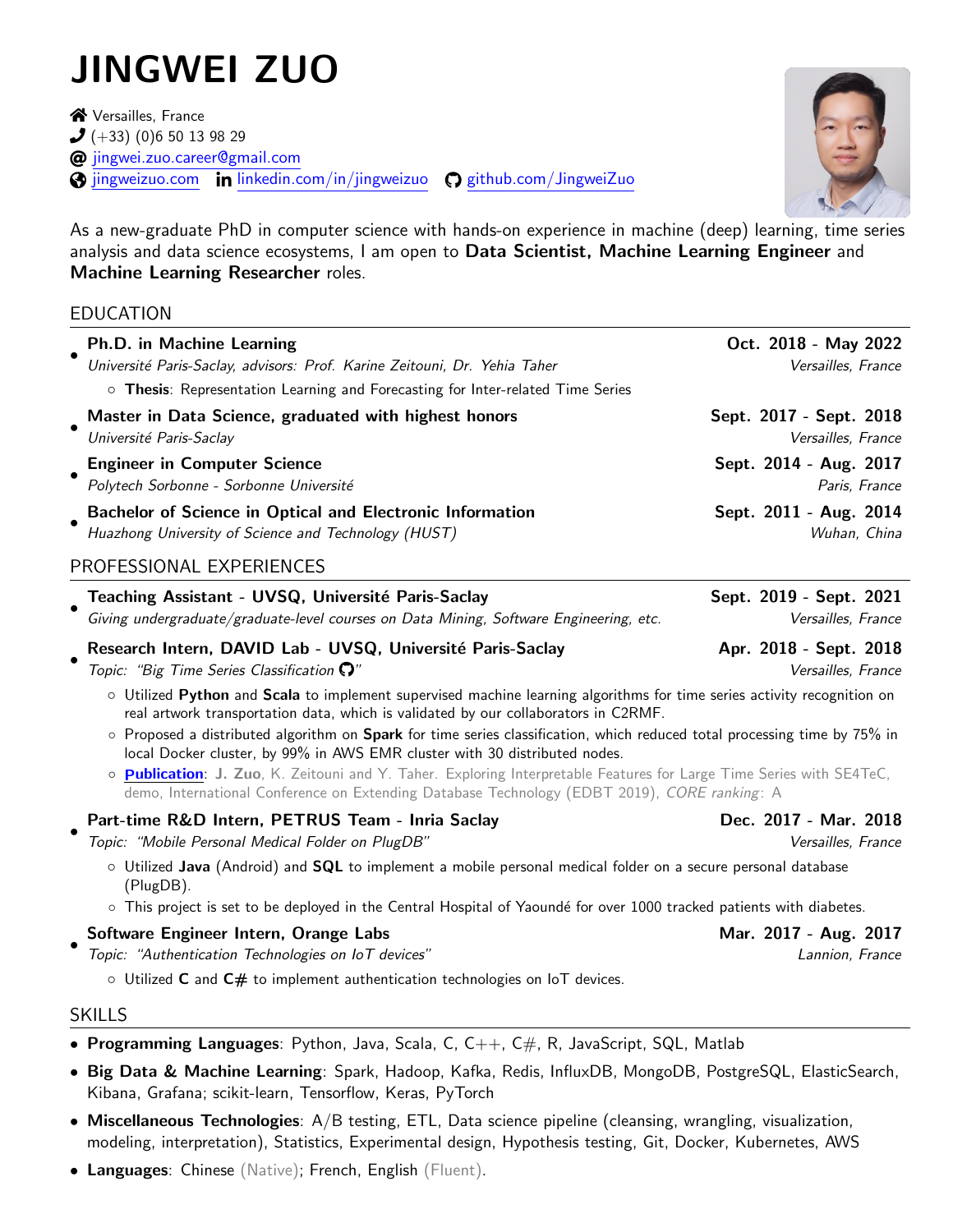# JINGWEI ZUO

Versailles, France
(+33) (0)6 50 13 98 29
jingwei.zuo.career@gmail.com
jingweizuo.com linkedin.com/in/jingweizuo github.com/JingweiZuo

As a new-graduate PhD in computer science with hands-on experience in machine (deep) learning, time series analysis and data science ecosystems, I am open to **Data Scientist, Machine Learning Engineer** and **Machine Learning Researcher** roles.

## EDUCATION

- **Ph.D. in Machine Learning** — **Oct. 2018 - May 2022**
  *Université Paris-Saclay, advisors: Prof. Karine Zeitouni, Dr. Yehia Taher* — *Versailles, France*
  - **Thesis**: Representation Learning and Forecasting for Inter-related Time Series
- **Master in Data Science, graduated with highest honors** — **Sept. 2017 - Sept. 2018**
  *Université Paris-Saclay* — *Versailles, France*
- **Engineer in Computer Science** — **Sept. 2014 - Aug. 2017**
  *Polytech Sorbonne - Sorbonne Université* — *Paris, France*
- **Bachelor of Science in Optical and Electronic Information** — **Sept. 2011 - Aug. 2014**
  *Huazhong University of Science and Technology (HUST)* — *Wuhan, China*

## PROFESSIONAL EXPERIENCES

- **Teaching Assistant - UVSQ, Université Paris-Saclay** — **Sept. 2019 - Sept. 2021**
  *Giving undergraduate/graduate-level courses on Data Mining, Software Engineering, etc.* — *Versailles, France*
- **Research Intern, DAVID Lab - UVSQ, Université Paris-Saclay** — **Apr. 2018 - Sept. 2018**
  *Topic: "Big Time Series Classification"* — *Versailles, France*
  - Utilized **Python** and **Scala** to implement supervised machine learning algorithms for time series activity recognition on real artwork transportation data, which is validated by our collaborators in C2RMF.
  - Proposed a distributed algorithm on **Spark** for time series classification, which reduced total processing time by 75% in local Docker cluster, by 99% in AWS EMR cluster with 30 distributed nodes.
  - **Publication**: **J. Zuo**, K. Zeitouni and Y. Taher. Exploring Interpretable Features for Large Time Series with SE4TeC, demo, International Conference on Extending Database Technology (EDBT 2019), *CORE ranking*: A
- **Part-time R&D Intern, PETRUS Team - Inria Saclay** — **Dec. 2017 - Mar. 2018**
  *Topic: "Mobile Personal Medical Folder on PlugDB"* — *Versailles, France*
  - Utilized **Java** (Android) and **SQL** to implement a mobile personal medical folder on a secure personal database (PlugDB).
  - This project is set to be deployed in the Central Hospital of Yaoundé for over 1000 tracked patients with diabetes.
- **Software Engineer Intern, Orange Labs** — **Mar. 2017 - Aug. 2017**
  *Topic: "Authentication Technologies on IoT devices"* — *Lannion, France*
  - Utilized **C** and **C#** to implement authentication technologies on IoT devices.

## SKILLS

- **Programming Languages**: Python, Java, Scala, C, C++, C#, R, JavaScript, SQL, Matlab
- **Big Data & Machine Learning**: Spark, Hadoop, Kafka, Redis, InfluxDB, MongoDB, PostgreSQL, ElasticSearch, Kibana, Grafana; scikit-learn, Tensorflow, Keras, PyTorch
- **Miscellaneous Technologies**: A/B testing, ETL, Data science pipeline (cleansing, wrangling, visualization, modeling, interpretation), Statistics, Experimental design, Hypothesis testing, Git, Docker, Kubernetes, AWS
- **Languages**: Chinese (Native); French, English (Fluent).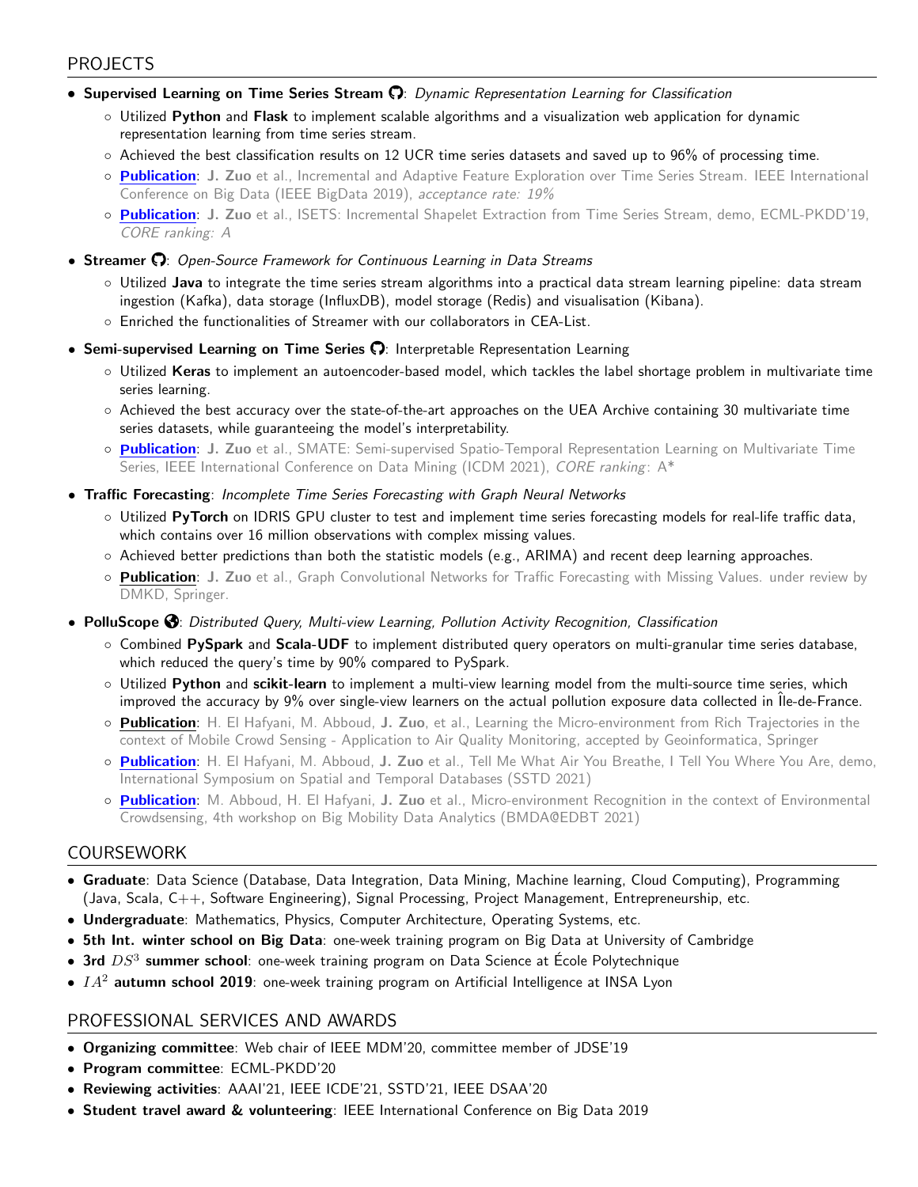## PROJECTS

- **Supervised Learning on Time Series Stream**: *Dynamic Representation Learning for Classification*
  - Utilized **Python** and **Flask** to implement scalable algorithms and a visualization web application for dynamic representation learning from time series stream.
  - Achieved the best classification results on 12 UCR time series datasets and saved up to 96% of processing time.
  - **Publication**: **J. Zuo** et al., Incremental and Adaptive Feature Exploration over Time Series Stream. IEEE International Conference on Big Data (IEEE BigData 2019), *acceptance rate: 19%*
  - **Publication**: **J. Zuo** et al., ISETS: Incremental Shapelet Extraction from Time Series Stream, demo, ECML-PKDD'19, *CORE ranking: A*
- **Streamer**: *Open-Source Framework for Continuous Learning in Data Streams*
  - Utilized **Java** to integrate the time series stream algorithms into a practical data stream learning pipeline: data stream ingestion (Kafka), data storage (InfluxDB), model storage (Redis) and visualisation (Kibana).
  - Enriched the functionalities of Streamer with our collaborators in CEA-List.
- **Semi-supervised Learning on Time Series**: Interpretable Representation Learning
  - Utilized **Keras** to implement an autoencoder-based model, which tackles the label shortage problem in multivariate time series learning.
  - Achieved the best accuracy over the state-of-the-art approaches on the UEA Archive containing 30 multivariate time series datasets, while guaranteeing the model's interpretability.
  - **Publication**: **J. Zuo** et al., SMATE: Semi-supervised Spatio-Temporal Representation Learning on Multivariate Time Series, IEEE International Conference on Data Mining (ICDM 2021), *CORE ranking*: A*
- **Traffic Forecasting**: *Incomplete Time Series Forecasting with Graph Neural Networks*
  - Utilized **PyTorch** on IDRIS GPU cluster to test and implement time series forecasting models for real-life traffic data, which contains over 16 million observations with complex missing values.
  - Achieved better predictions than both the statistic models (e.g., ARIMA) and recent deep learning approaches.
  - **Publication**: **J. Zuo** et al., Graph Convolutional Networks for Traffic Forecasting with Missing Values. under review by DMKD, Springer.
- **PolluScope**: *Distributed Query, Multi-view Learning, Pollution Activity Recognition, Classification*
  - Combined **PySpark** and **Scala-UDF** to implement distributed query operators on multi-granular time series database, which reduced the query's time by 90% compared to PySpark.
  - Utilized **Python** and **scikit-learn** to implement a multi-view learning model from the multi-source time series, which improved the accuracy by 9% over single-view learners on the actual pollution exposure data collected in Île-de-France.
  - **Publication**: H. El Hafyani, M. Abboud, **J. Zuo**, et al., Learning the Micro-environment from Rich Trajectories in the context of Mobile Crowd Sensing - Application to Air Quality Monitoring, accepted by Geoinformatica, Springer
  - **Publication**: H. El Hafyani, M. Abboud, **J. Zuo** et al., Tell Me What Air You Breathe, I Tell You Where You Are, demo, International Symposium on Spatial and Temporal Databases (SSTD 2021)
  - **Publication**: M. Abboud, H. El Hafyani, **J. Zuo** et al., Micro-environment Recognition in the context of Environmental Crowdsensing, 4th workshop on Big Mobility Data Analytics (BMDA@EDBT 2021)

## COURSEWORK

- **Graduate**: Data Science (Database, Data Integration, Data Mining, Machine learning, Cloud Computing), Programming (Java, Scala, C++, Software Engineering), Signal Processing, Project Management, Entrepreneurship, etc.
- **Undergraduate**: Mathematics, Physics, Computer Architecture, Operating Systems, etc.
- **5th Int. winter school on Big Data**: one-week training program on Big Data at University of Cambridge
- **3rd $DS^3$ summer school**: one-week training program on Data Science at École Polytechnique
- **$IA^2$ autumn school 2019**: one-week training program on Artificial Intelligence at INSA Lyon

## PROFESSIONAL SERVICES AND AWARDS

- **Organizing committee**: Web chair of IEEE MDM'20, committee member of JDSE'19
- **Program committee**: ECML-PKDD'20
- **Reviewing activities**: AAAI'21, IEEE ICDE'21, SSTD'21, IEEE DSAA'20
- **Student travel award & volunteering**: IEEE International Conference on Big Data 2019